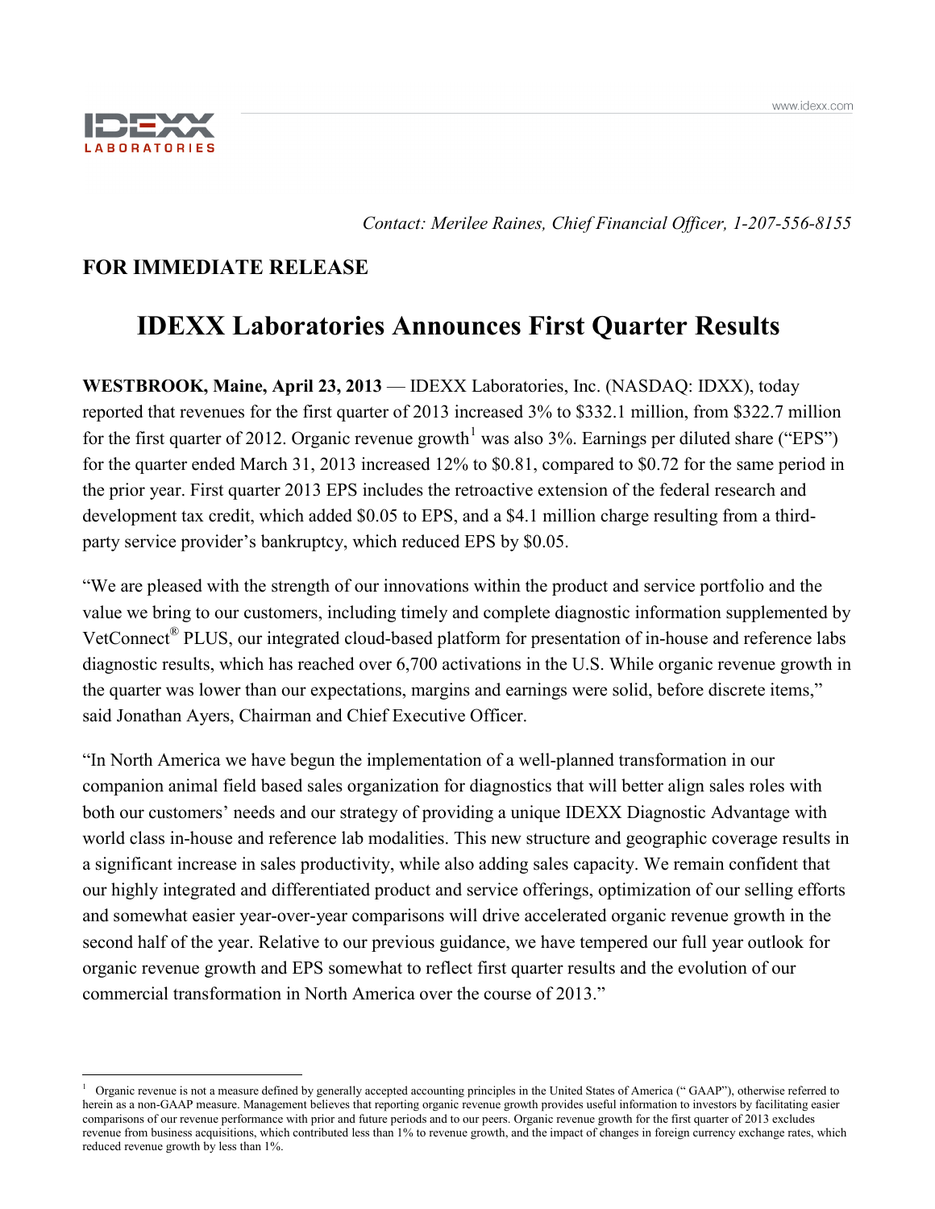*Contact: Merilee Raines, Chief Financial Officer, 1-207-556-8155*

**FOR IMMEDIATE RELEASE**

# IDEXX Laboratories Announces First Quarter Results

**WESTBROOK, Maine, April 23, 2013** — IDEXX Laboratories, Inc. (NASDAQ: IDXX), today reported that revenues for the first quarter of 2013 increased 3% to $332.1 million, from $322.7 million for the first quarter of 2012. Organic revenue growth[1] was also 3%. Earnings per diluted share ("EPS") for the quarter ended March 31, 2013 increased 12% to $0.81, compared to $0.72 for the same period in the prior year. First quarter 2013 EPS includes the retroactive extension of the federal research and development tax credit, which added $0.05 to EPS, and a $4.1 million charge resulting from a third-party service provider's bankruptcy, which reduced EPS by $0.05.

"We are pleased with the strength of our innovations within the product and service portfolio and the value we bring to our customers, including timely and complete diagnostic information supplemented by VetConnect® PLUS, our integrated cloud-based platform for presentation of in-house and reference labs diagnostic results, which has reached over 6,700 activations in the U.S. While organic revenue growth in the quarter was lower than our expectations, margins and earnings were solid, before discrete items," said Jonathan Ayers, Chairman and Chief Executive Officer.

"In North America we have begun the implementation of a well-planned transformation in our companion animal field based sales organization for diagnostics that will better align sales roles with both our customers' needs and our strategy of providing a unique IDEXX Diagnostic Advantage with world class in-house and reference lab modalities. This new structure and geographic coverage results in a significant increase in sales productivity, while also adding sales capacity. We remain confident that our highly integrated and differentiated product and service offerings, optimization of our selling efforts and somewhat easier year-over-year comparisons will drive accelerated organic revenue growth in the second half of the year. Relative to our previous guidance, we have tempered our full year outlook for organic revenue growth and EPS somewhat to reflect first quarter results and the evolution of our commercial transformation in North America over the course of 2013."

---

[1] Organic revenue is not a measure defined by generally accepted accounting principles in the United States of America (" GAAP"), otherwise referred to herein as a non-GAAP measure. Management believes that reporting organic revenue growth provides useful information to investors by facilitating easier comparisons of our revenue performance with prior and future periods and to our peers. Organic revenue growth for the first quarter of 2013 excludes revenue from business acquisitions, which contributed less than 1% to revenue growth, and the impact of changes in foreign currency exchange rates, which reduced revenue growth by less than 1%.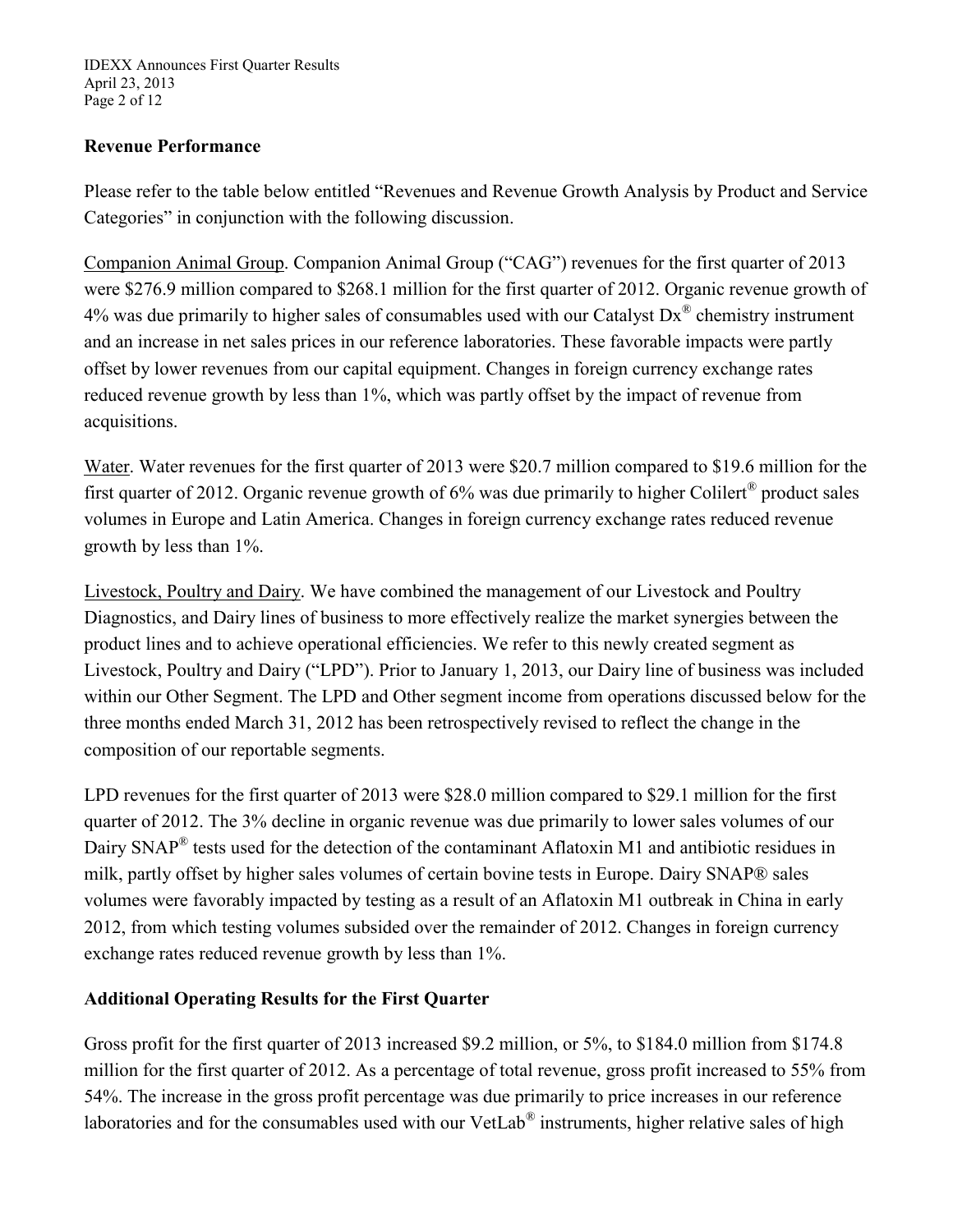## Revenue Performance

Please refer to the table below entitled "Revenues and Revenue Growth Analysis by Product and Service Categories" in conjunction with the following discussion.

Companion Animal Group. Companion Animal Group ("CAG") revenues for the first quarter of 2013 were $276.9 million compared to $268.1 million for the first quarter of 2012. Organic revenue growth of 4% was due primarily to higher sales of consumables used with our Catalyst Dx® chemistry instrument and an increase in net sales prices in our reference laboratories. These favorable impacts were partly offset by lower revenues from our capital equipment. Changes in foreign currency exchange rates reduced revenue growth by less than 1%, which was partly offset by the impact of revenue from acquisitions.

Water. Water revenues for the first quarter of 2013 were $20.7 million compared to $19.6 million for the first quarter of 2012. Organic revenue growth of 6% was due primarily to higher Colilert® product sales volumes in Europe and Latin America. Changes in foreign currency exchange rates reduced revenue growth by less than 1%.

Livestock, Poultry and Dairy. We have combined the management of our Livestock and Poultry Diagnostics, and Dairy lines of business to more effectively realize the market synergies between the product lines and to achieve operational efficiencies. We refer to this newly created segment as Livestock, Poultry and Dairy ("LPD"). Prior to January 1, 2013, our Dairy line of business was included within our Other Segment. The LPD and Other segment income from operations discussed below for the three months ended March 31, 2012 has been retrospectively revised to reflect the change in the composition of our reportable segments.

LPD revenues for the first quarter of 2013 were $28.0 million compared to $29.1 million for the first quarter of 2012. The 3% decline in organic revenue was due primarily to lower sales volumes of our Dairy SNAP® tests used for the detection of the contaminant Aflatoxin M1 and antibiotic residues in milk, partly offset by higher sales volumes of certain bovine tests in Europe. Dairy SNAP® sales volumes were favorably impacted by testing as a result of an Aflatoxin M1 outbreak in China in early 2012, from which testing volumes subsided over the remainder of 2012. Changes in foreign currency exchange rates reduced revenue growth by less than 1%.

## Additional Operating Results for the First Quarter

Gross profit for the first quarter of 2013 increased $9.2 million, or 5%, to $184.0 million from $174.8 million for the first quarter of 2012. As a percentage of total revenue, gross profit increased to 55% from 54%. The increase in the gross profit percentage was due primarily to price increases in our reference laboratories and for the consumables used with our VetLab® instruments, higher relative sales of high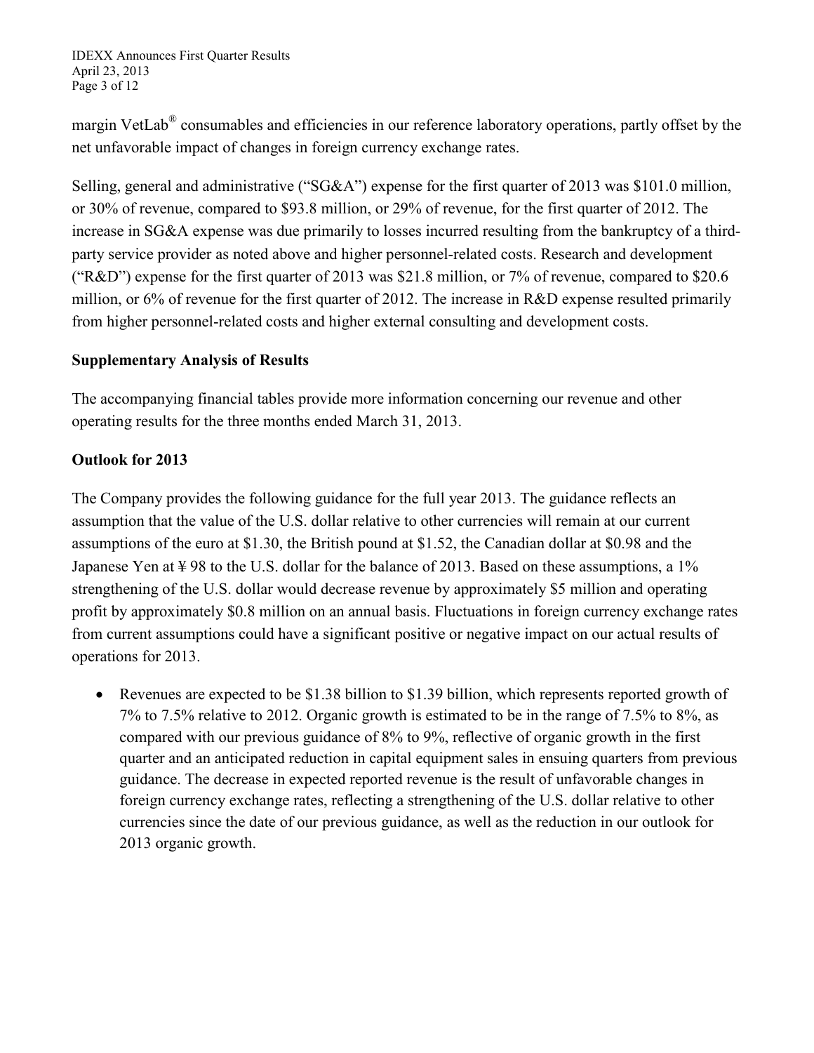margin VetLab® consumables and efficiencies in our reference laboratory operations, partly offset by the net unfavorable impact of changes in foreign currency exchange rates.

Selling, general and administrative ("SG&A") expense for the first quarter of 2013 was $101.0 million, or 30% of revenue, compared to $93.8 million, or 29% of revenue, for the first quarter of 2012. The increase in SG&A expense was due primarily to losses incurred resulting from the bankruptcy of a third-party service provider as noted above and higher personnel-related costs. Research and development ("R&D") expense for the first quarter of 2013 was $21.8 million, or 7% of revenue, compared to $20.6 million, or 6% of revenue for the first quarter of 2012. The increase in R&D expense resulted primarily from higher personnel-related costs and higher external consulting and development costs.

**Supplementary Analysis of Results**

The accompanying financial tables provide more information concerning our revenue and other operating results for the three months ended March 31, 2013.

**Outlook for 2013**

The Company provides the following guidance for the full year 2013. The guidance reflects an assumption that the value of the U.S. dollar relative to other currencies will remain at our current assumptions of the euro at $1.30, the British pound at $1.52, the Canadian dollar at $0.98 and the Japanese Yen at ¥ 98 to the U.S. dollar for the balance of 2013. Based on these assumptions, a 1% strengthening of the U.S. dollar would decrease revenue by approximately $5 million and operating profit by approximately $0.8 million on an annual basis. Fluctuations in foreign currency exchange rates from current assumptions could have a significant positive or negative impact on our actual results of operations for 2013.

- Revenues are expected to be $1.38 billion to $1.39 billion, which represents reported growth of 7% to 7.5% relative to 2012. Organic growth is estimated to be in the range of 7.5% to 8%, as compared with our previous guidance of 8% to 9%, reflective of organic growth in the first quarter and an anticipated reduction in capital equipment sales in ensuing quarters from previous guidance. The decrease in expected reported revenue is the result of unfavorable changes in foreign currency exchange rates, reflecting a strengthening of the U.S. dollar relative to other currencies since the date of our previous guidance, as well as the reduction in our outlook for 2013 organic growth.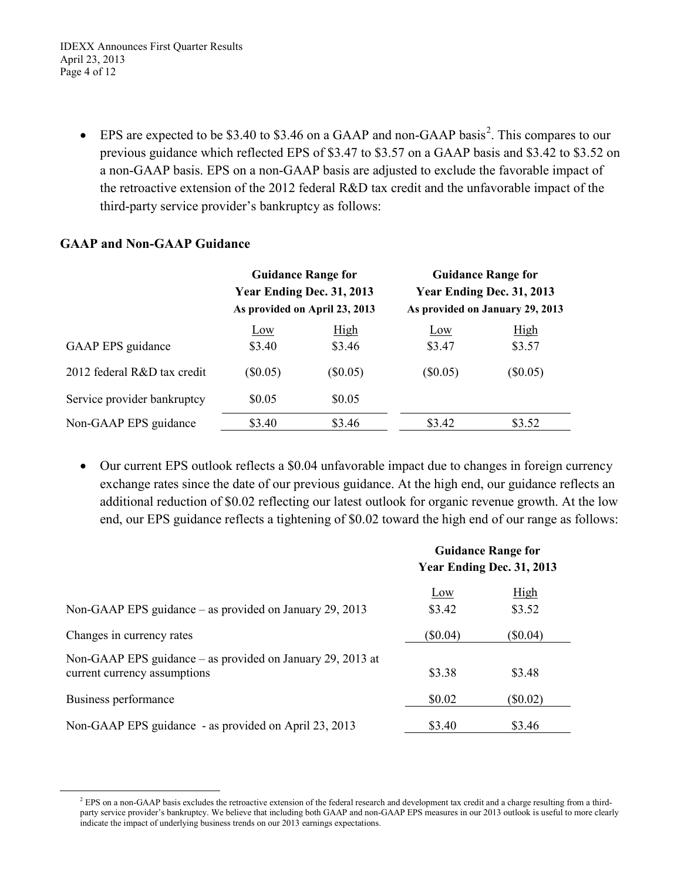- EPS are expected to be \$3.40 to \$3.46 on a GAAP and non-GAAP basis[2]. This compares to our previous guidance which reflected EPS of \$3.47 to \$3.57 on a GAAP basis and \$3.42 to \$3.52 on a non-GAAP basis. EPS on a non-GAAP basis are adjusted to exclude the favorable impact of the retroactive extension of the 2012 federal R&D tax credit and the unfavorable impact of the third-party service provider's bankruptcy as follows:

**GAAP and Non-GAAP Guidance**

| | Guidance Range for Year Ending Dec. 31, 2013 As provided on April 23, 2013 | | Guidance Range for Year Ending Dec. 31, 2013 As provided on January 29, 2013 | |
|---|---|---|---|---|
| | Low | High | Low | High |
| GAAP EPS guidance | \$3.40 | \$3.46 | \$3.47 | \$3.57 |
| 2012 federal R&D tax credit | (\$0.05) | (\$0.05) | (\$0.05) | (\$0.05) |
| Service provider bankruptcy | \$0.05 | \$0.05 | | |
| Non-GAAP EPS guidance | \$3.40 | \$3.46 | \$3.42 | \$3.52 |

- Our current EPS outlook reflects a \$0.04 unfavorable impact due to changes in foreign currency exchange rates since the date of our previous guidance. At the high end, our guidance reflects an additional reduction of \$0.02 reflecting our latest outlook for organic revenue growth. At the low end, our EPS guidance reflects a tightening of \$0.02 toward the high end of our range as follows:

| | Guidance Range for Year Ending Dec. 31, 2013 | |
|---|---|---|
| | Low | High |
| Non-GAAP EPS guidance – as provided on January 29, 2013 | \$3.42 | \$3.52 |
| Changes in currency rates | (\$0.04) | (\$0.04) |
| Non-GAAP EPS guidance – as provided on January 29, 2013 at current currency assumptions | \$3.38 | \$3.48 |
| Business performance | \$0.02 | (\$0.02) |
| Non-GAAP EPS guidance - as provided on April 23, 2013 | \$3.40 | \$3.46 |

[2] EPS on a non-GAAP basis excludes the retroactive extension of the federal research and development tax credit and a charge resulting from a third-party service provider's bankruptcy. We believe that including both GAAP and non-GAAP EPS measures in our 2013 outlook is useful to more clearly indicate the impact of underlying business trends on our 2013 earnings expectations.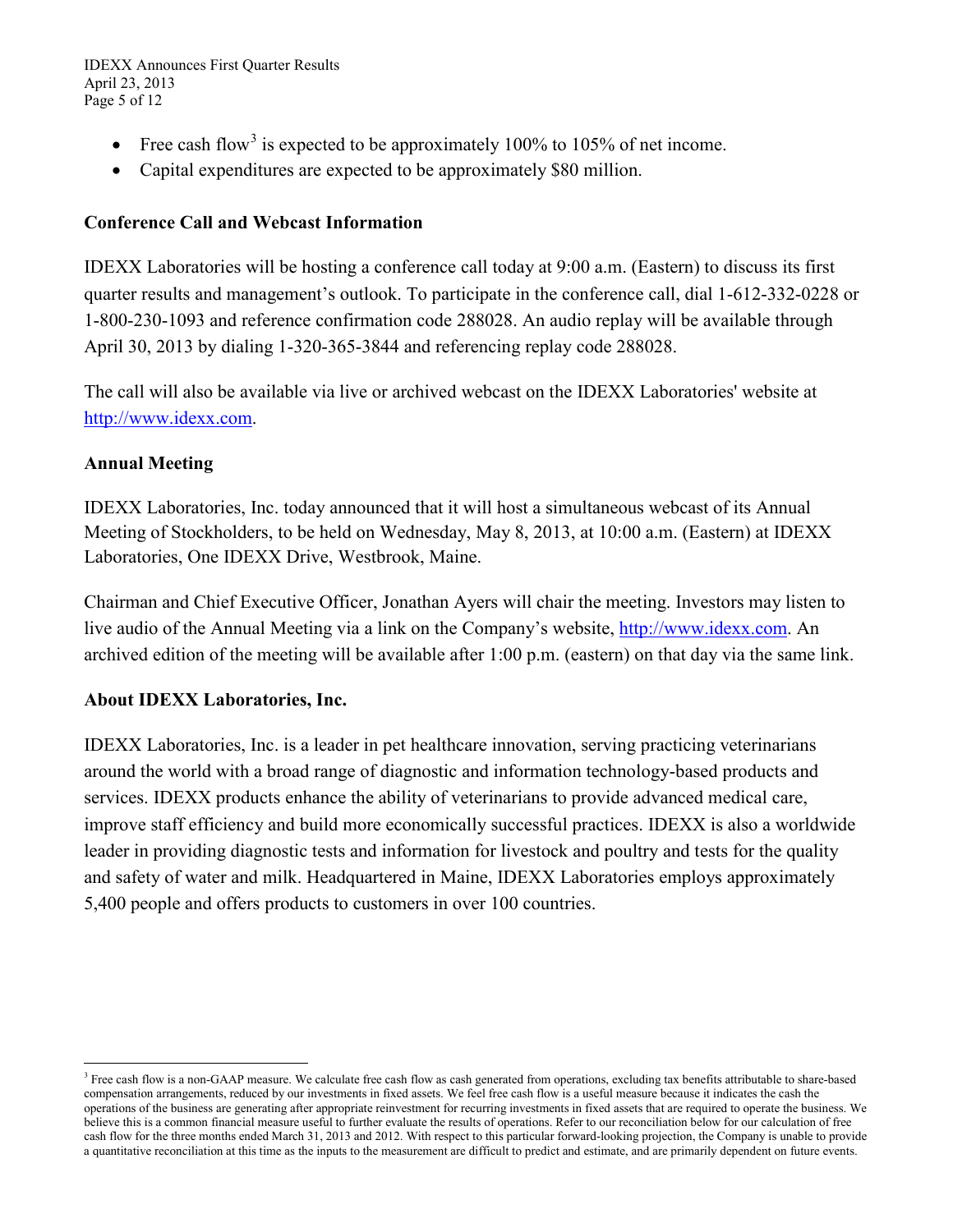- Free cash flow[3] is expected to be approximately 100% to 105% of net income.
- Capital expenditures are expected to be approximately $80 million.

**Conference Call and Webcast Information**

IDEXX Laboratories will be hosting a conference call today at 9:00 a.m. (Eastern) to discuss its first quarter results and management's outlook. To participate in the conference call, dial 1-612-332-0228 or 1-800-230-1093 and reference confirmation code 288028. An audio replay will be available through April 30, 2013 by dialing 1-320-365-3844 and referencing replay code 288028.

The call will also be available via live or archived webcast on the IDEXX Laboratories' website at http://www.idexx.com.

**Annual Meeting**

IDEXX Laboratories, Inc. today announced that it will host a simultaneous webcast of its Annual Meeting of Stockholders, to be held on Wednesday, May 8, 2013, at 10:00 a.m. (Eastern) at IDEXX Laboratories, One IDEXX Drive, Westbrook, Maine.

Chairman and Chief Executive Officer, Jonathan Ayers will chair the meeting. Investors may listen to live audio of the Annual Meeting via a link on the Company's website, http://www.idexx.com. An archived edition of the meeting will be available after 1:00 p.m. (eastern) on that day via the same link.

**About IDEXX Laboratories, Inc.**

IDEXX Laboratories, Inc. is a leader in pet healthcare innovation, serving practicing veterinarians around the world with a broad range of diagnostic and information technology-based products and services. IDEXX products enhance the ability of veterinarians to provide advanced medical care, improve staff efficiency and build more economically successful practices. IDEXX is also a worldwide leader in providing diagnostic tests and information for livestock and poultry and tests for the quality and safety of water and milk. Headquartered in Maine, IDEXX Laboratories employs approximately 5,400 people and offers products to customers in over 100 countries.

---

[3] Free cash flow is a non-GAAP measure. We calculate free cash flow as cash generated from operations, excluding tax benefits attributable to share-based compensation arrangements, reduced by our investments in fixed assets. We feel free cash flow is a useful measure because it indicates the cash the operations of the business are generating after appropriate reinvestment for recurring investments in fixed assets that are required to operate the business. We believe this is a common financial measure useful to further evaluate the results of operations. Refer to our reconciliation below for our calculation of free cash flow for the three months ended March 31, 2013 and 2012. With respect to this particular forward-looking projection, the Company is unable to provide a quantitative reconciliation at this time as the inputs to the measurement are difficult to predict and estimate, and are primarily dependent on future events.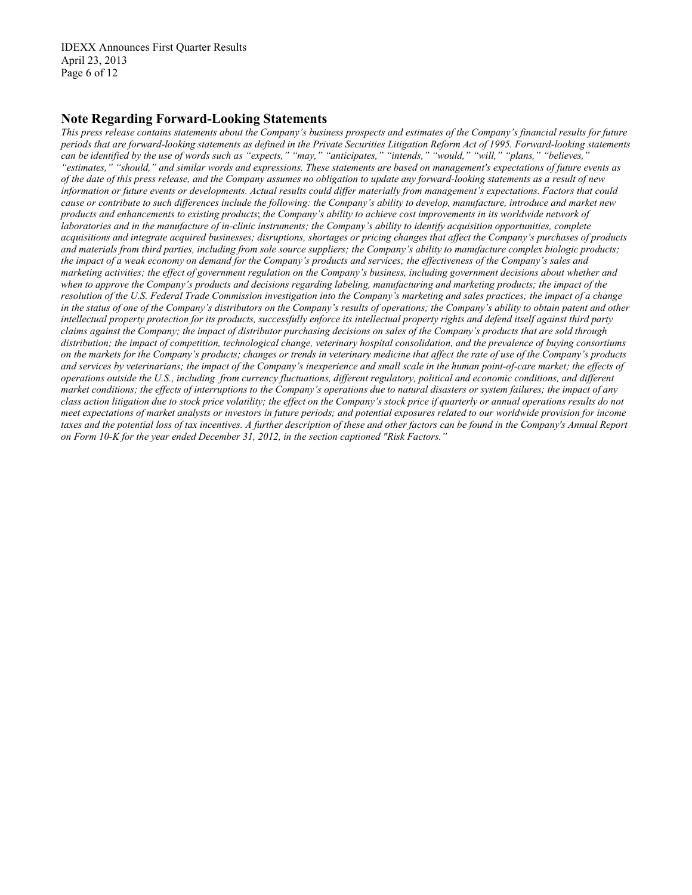## Note Regarding Forward-Looking Statements

*This press release contains statements about the Company's business prospects and estimates of the Company's financial results for future periods that are forward-looking statements as defined in the Private Securities Litigation Reform Act of 1995. Forward-looking statements can be identified by the use of words such as "expects," "may," "anticipates," "intends," "would," "will," "plans," "believes," "estimates," "should," and similar words and expressions. These statements are based on management's expectations of future events as of the date of this press release, and the Company assumes no obligation to update any forward-looking statements as a result of new information or future events or developments. Actual results could differ materially from management's expectations. Factors that could cause or contribute to such differences include the following: the Company's ability to develop, manufacture, introduce and market new products and enhancements to existing products; the Company's ability to achieve cost improvements in its worldwide network of laboratories and in the manufacture of in-clinic instruments; the Company's ability to identify acquisition opportunities, complete acquisitions and integrate acquired businesses; disruptions, shortages or pricing changes that affect the Company's purchases of products and materials from third parties, including from sole source suppliers; the Company's ability to manufacture complex biologic products; the impact of a weak economy on demand for the Company's products and services; the effectiveness of the Company's sales and marketing activities; the effect of government regulation on the Company's business, including government decisions about whether and when to approve the Company's products and decisions regarding labeling, manufacturing and marketing products; the impact of the resolution of the U.S. Federal Trade Commission investigation into the Company's marketing and sales practices; the impact of a change in the status of one of the Company's distributors on the Company's results of operations; the Company's ability to obtain patent and other intellectual property protection for its products, successfully enforce its intellectual property rights and defend itself against third party claims against the Company; the impact of distributor purchasing decisions on sales of the Company's products that are sold through distribution; the impact of competition, technological change, veterinary hospital consolidation, and the prevalence of buying consortiums on the markets for the Company's products; changes or trends in veterinary medicine that affect the rate of use of the Company's products and services by veterinarians; the impact of the Company's inexperience and small scale in the human point-of-care market; the effects of operations outside the U.S., including from currency fluctuations, different regulatory, political and economic conditions, and different market conditions; the effects of interruptions to the Company's operations due to natural disasters or system failures; the impact of any class action litigation due to stock price volatility; the effect on the Company's stock price if quarterly or annual operations results do not meet expectations of market analysts or investors in future periods; and potential exposures related to our worldwide provision for income taxes and the potential loss of tax incentives. A further description of these and other factors can be found in the Company's Annual Report on Form 10-K for the year ended December 31, 2012, in the section captioned "Risk Factors."*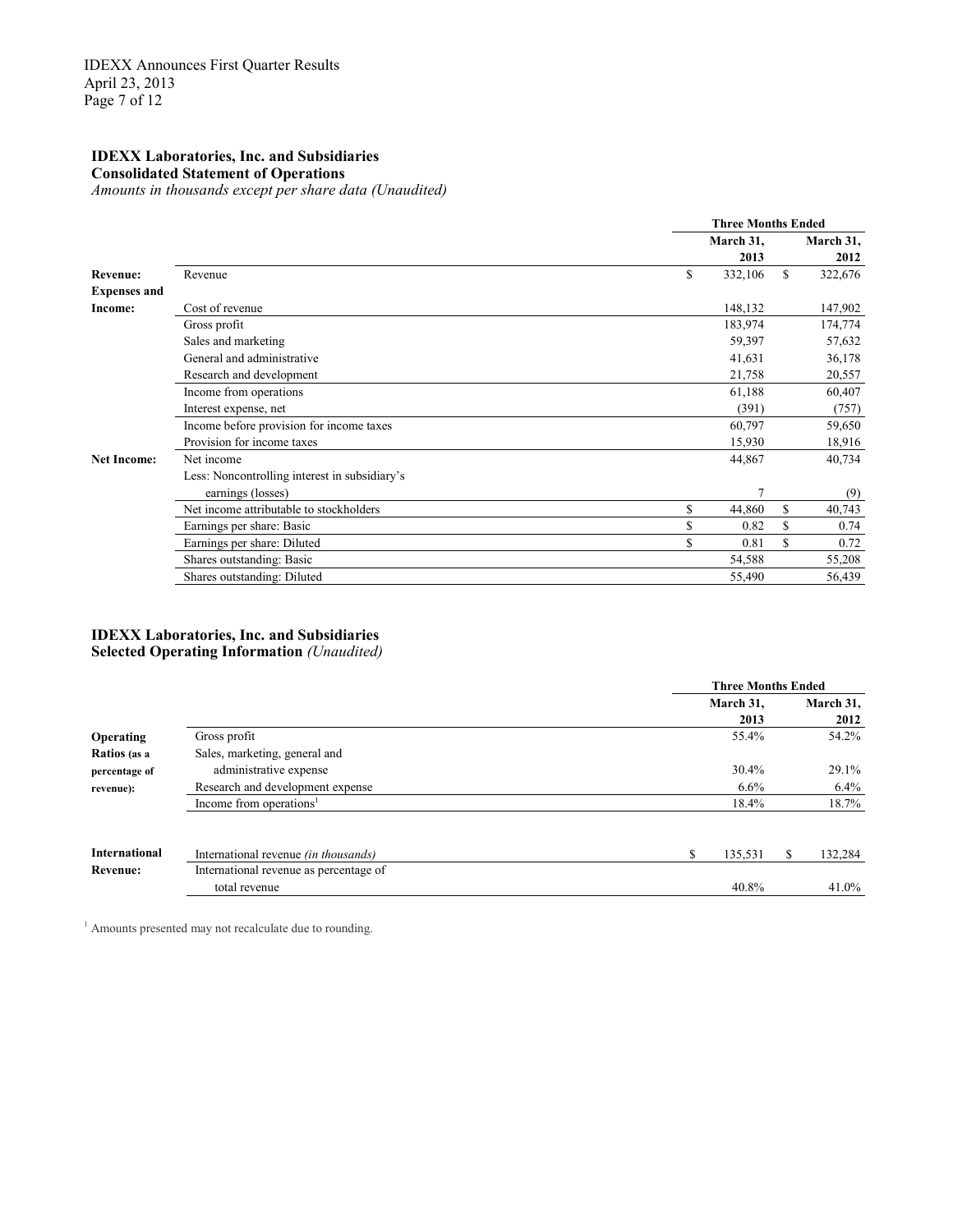**IDEXX Laboratories, Inc. and Subsidiaries**
**Consolidated Statement of Operations**
*Amounts in thousands except per share data (Unaudited)*

| | | Three Months Ended | |
|---|---|---|---|
| | | March 31, 2013 | March 31, 2012 |
| **Revenue:** | Revenue | $ 332,106 | $ 322,676 |
| **Expenses and Income:** | Cost of revenue | 148,132 | 147,902 |
| | Gross profit | 183,974 | 174,774 |
| | Sales and marketing | 59,397 | 57,632 |
| | General and administrative | 41,631 | 36,178 |
| | Research and development | 21,758 | 20,557 |
| | Income from operations | 61,188 | 60,407 |
| | Interest expense, net | (391) | (757) |
| | Income before provision for income taxes | 60,797 | 59,650 |
| | Provision for income taxes | 15,930 | 18,916 |
| **Net Income:** | Net income | 44,867 | 40,734 |
| | Less: Noncontrolling interest in subsidiary's earnings (losses) | 7 | (9) |
| | Net income attributable to stockholders | $ 44,860 | $ 40,743 |
| | Earnings per share: Basic | $ 0.82 | $ 0.74 |
| | Earnings per share: Diluted | $ 0.81 | $ 0.72 |
| | Shares outstanding: Basic | 54,588 | 55,208 |
| | Shares outstanding: Diluted | 55,490 | 56,439 |

**IDEXX Laboratories, Inc. and Subsidiaries**
**Selected Operating Information** *(Unaudited)*

| | | Three Months Ended | |
|---|---|---|---|
| | | March 31, 2013 | March 31, 2012 |
| **Operating Ratios (as a percentage of revenue):** | Gross profit | 55.4% | 54.2% |
| | Sales, marketing, general and administrative expense | 30.4% | 29.1% |
| | Research and development expense | 6.6% | 6.4% |
| | Income from operations[1] | 18.4% | 18.7% |
| **International Revenue:** | International revenue *(in thousands)* | $ 135,531 | $ 132,284 |
| | International revenue as percentage of total revenue | 40.8% | 41.0% |

[1] Amounts presented may not recalculate due to rounding.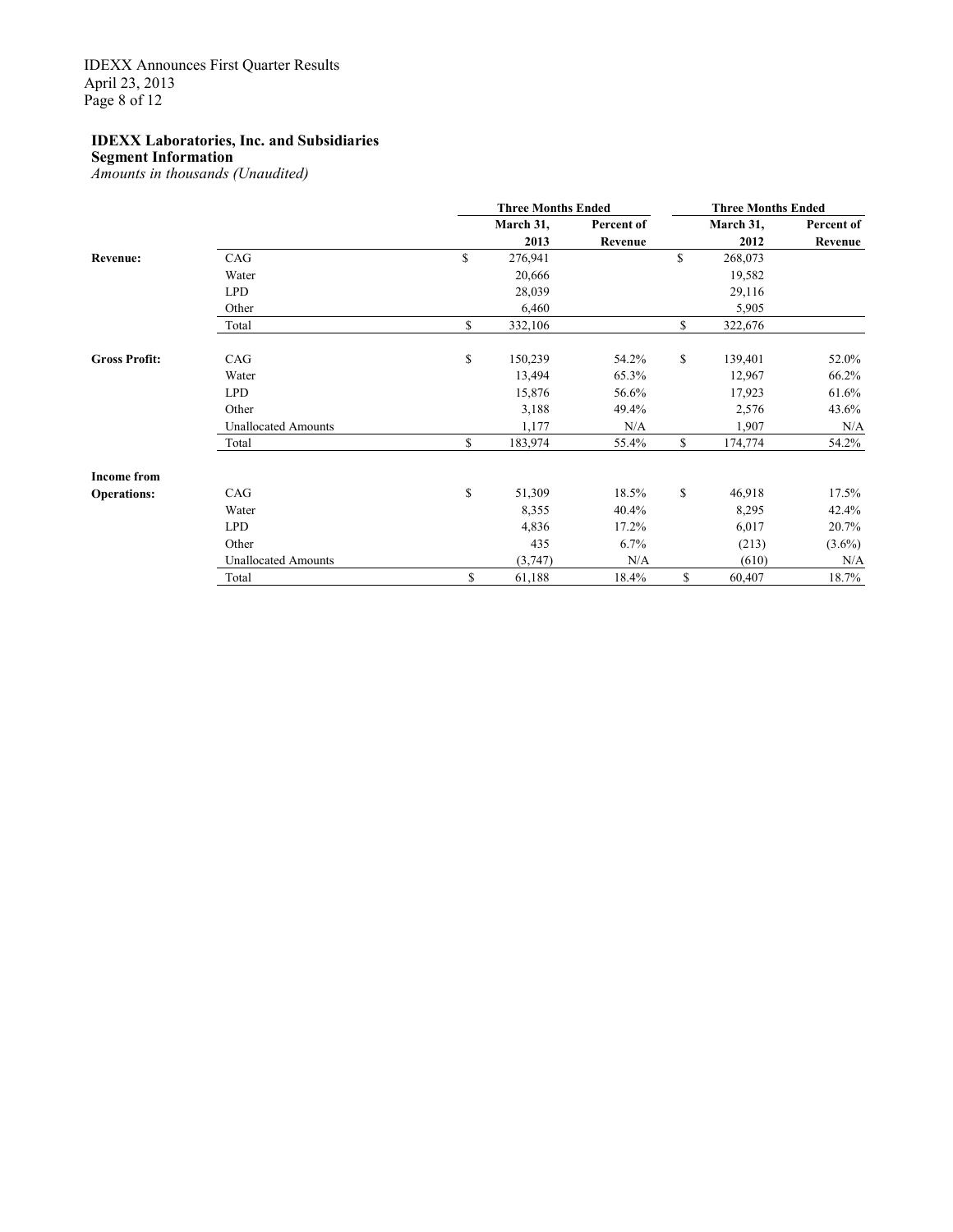**IDEXX Laboratories, Inc. and Subsidiaries**
**Segment Information**
*Amounts in thousands (Unaudited)*

| | | Three Months Ended | | Three Months Ended | |
|---|---|---|---|---|---|
| | | March 31, 2013 | Percent of Revenue | March 31, 2012 | Percent of Revenue |
| **Revenue:** | CAG | $ 276,941 | | $ 268,073 | |
| | Water | 20,666 | | 19,582 | |
| | LPD | 28,039 | | 29,116 | |
| | Other | 6,460 | | 5,905 | |
| | Total | $ 332,106 | | $ 322,676 | |
| **Gross Profit:** | CAG | $ 150,239 | 54.2% | $ 139,401 | 52.0% |
| | Water | 13,494 | 65.3% | 12,967 | 66.2% |
| | LPD | 15,876 | 56.6% | 17,923 | 61.6% |
| | Other | 3,188 | 49.4% | 2,576 | 43.6% |
| | Unallocated Amounts | 1,177 | N/A | 1,907 | N/A |
| | Total | $ 183,974 | 55.4% | $ 174,774 | 54.2% |
| **Income from Operations:** | CAG | $ 51,309 | 18.5% | $ 46,918 | 17.5% |
| | Water | 8,355 | 40.4% | 8,295 | 42.4% |
| | LPD | 4,836 | 17.2% | 6,017 | 20.7% |
| | Other | 435 | 6.7% | (213) | (3.6%) |
| | Unallocated Amounts | (3,747) | N/A | (610) | N/A |
| | Total | $ 61,188 | 18.4% | $ 60,407 | 18.7% |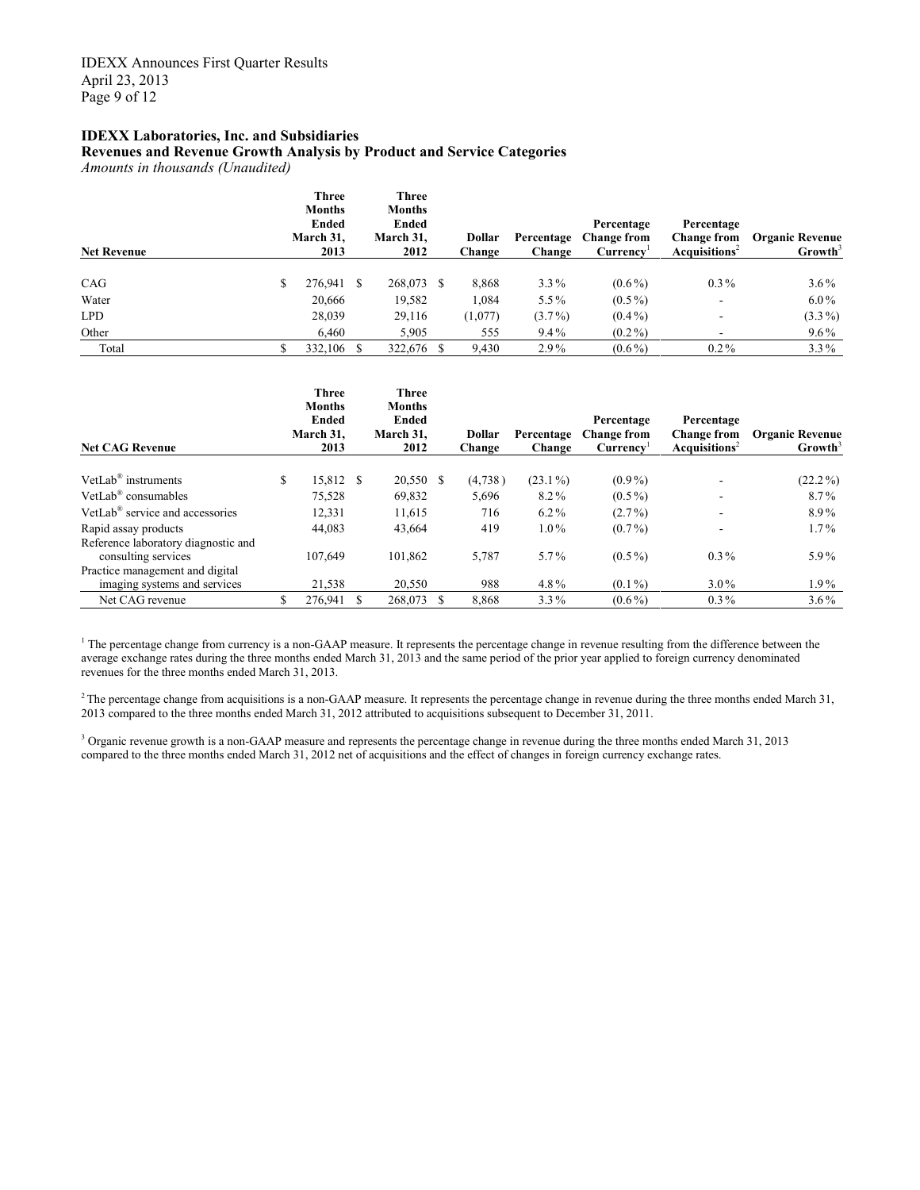## IDEXX Laboratories, Inc. and Subsidiaries

### Revenues and Revenue Growth Analysis by Product and Service Categories

*Amounts in thousands (Unaudited)*

| Net Revenue | Three Months Ended March 31, 2013 | Three Months Ended March 31, 2012 | Dollar Change | Percentage Change | Percentage Change from Currency[1] | Percentage Change from Acquisitions[2] | Organic Revenue Growth[3] |
|---|---|---|---|---|---|---|---|
| CAG | $ 276,941 | $ 268,073 | $ 8,868 | 3.3% | (0.6%) | 0.3% | 3.6% |
| Water | 20,666 | 19,582 | 1,084 | 5.5% | (0.5%) | - | 6.0% |
| LPD | 28,039 | 29,116 | (1,077) | (3.7%) | (0.4%) | - | (3.3%) |
| Other | 6,460 | 5,905 | 555 | 9.4% | (0.2%) | - | 9.6% |
| Total | $ 332,106 | $ 322,676 | $ 9,430 | 2.9% | (0.6%) | 0.2% | 3.3% |

| Net CAG Revenue | Three Months Ended March 31, 2013 | Three Months Ended March 31, 2012 | Dollar Change | Percentage Change | Percentage Change from Currency[1] | Percentage Change from Acquisitions[2] | Organic Revenue Growth[3] |
|---|---|---|---|---|---|---|---|
| VetLab® instruments | $ 15,812 | $ 20,550 | $ (4,738) | (23.1%) | (0.9%) | - | (22.2%) |
| VetLab® consumables | 75,528 | 69,832 | 5,696 | 8.2% | (0.5%) | - | 8.7% |
| VetLab® service and accessories | 12,331 | 11,615 | 716 | 6.2% | (2.7%) | - | 8.9% |
| Rapid assay products | 44,083 | 43,664 | 419 | 1.0% | (0.7%) | - | 1.7% |
| Reference laboratory diagnostic and consulting services | 107,649 | 101,862 | 5,787 | 5.7% | (0.5%) | 0.3% | 5.9% |
| Practice management and digital imaging systems and services | 21,538 | 20,550 | 988 | 4.8% | (0.1%) | 3.0% | 1.9% |
| Net CAG revenue | $ 276,941 | $ 268,073 | $ 8,868 | 3.3% | (0.6%) | 0.3% | 3.6% |

[1] The percentage change from currency is a non-GAAP measure. It represents the percentage change in revenue resulting from the difference between the average exchange rates during the three months ended March 31, 2013 and the same period of the prior year applied to foreign currency denominated revenues for the three months ended March 31, 2013.

[2] The percentage change from acquisitions is a non-GAAP measure. It represents the percentage change in revenue during the three months ended March 31, 2013 compared to the three months ended March 31, 2012 attributed to acquisitions subsequent to December 31, 2011.

[3] Organic revenue growth is a non-GAAP measure and represents the percentage change in revenue during the three months ended March 31, 2013 compared to the three months ended March 31, 2012 net of acquisitions and the effect of changes in foreign currency exchange rates.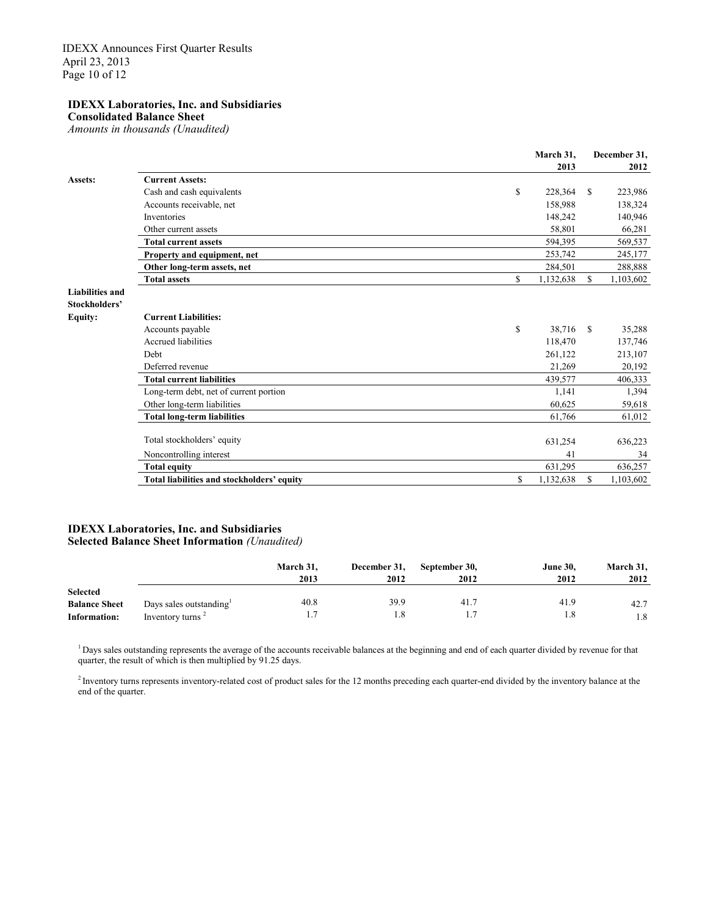### IDEXX Laboratories, Inc. and Subsidiaries
### Consolidated Balance Sheet
*Amounts in thousands (Unaudited)*

| | | March 31, 2013 | December 31, 2012 |
|---|---|---|---|
| **Assets:** | **Current Assets:** | | |
| | Cash and cash equivalents | $ 228,364 | $ 223,986 |
| | Accounts receivable, net | 158,988 | 138,324 |
| | Inventories | 148,242 | 140,946 |
| | Other current assets | 58,801 | 66,281 |
| | **Total current assets** | 594,395 | 569,537 |
| | **Property and equipment, net** | 253,742 | 245,177 |
| | **Other long-term assets, net** | 284,501 | 288,888 |
| | **Total assets** | $ 1,132,638 | $ 1,103,602 |
| **Liabilities and Stockholders' Equity:** | **Current Liabilities:** | | |
| | Accounts payable | $ 38,716 | $ 35,288 |
| | Accrued liabilities | 118,470 | 137,746 |
| | Debt | 261,122 | 213,107 |
| | Deferred revenue | 21,269 | 20,192 |
| | **Total current liabilities** | 439,577 | 406,333 |
| | Long-term debt, net of current portion | 1,141 | 1,394 |
| | Other long-term liabilities | 60,625 | 59,618 |
| | **Total long-term liabilities** | 61,766 | 61,012 |
| | Total stockholders' equity | 631,254 | 636,223 |
| | Noncontrolling interest | 41 | 34 |
| | **Total equity** | 631,295 | 636,257 |
| | **Total liabilities and stockholders' equity** | $ 1,132,638 | $ 1,103,602 |

### IDEXX Laboratories, Inc. and Subsidiaries
### Selected Balance Sheet Information *(Unaudited)*

| | | March 31, 2013 | December 31, 2012 | September 30, 2012 | June 30, 2012 | March 31, 2012 |
|---|---|---|---|---|---|---|
| **Selected Balance Sheet Information:** | Days sales outstanding[1] | 40.8 | 39.9 | 41.7 | 41.9 | 42.7 |
| | Inventory turns [2] | 1.7 | 1.8 | 1.7 | 1.8 | 1.8 |

[1] Days sales outstanding represents the average of the accounts receivable balances at the beginning and end of each quarter divided by revenue for that quarter, the result of which is then multiplied by 91.25 days.

[2] Inventory turns represents inventory-related cost of product sales for the 12 months preceding each quarter-end divided by the inventory balance at the end of the quarter.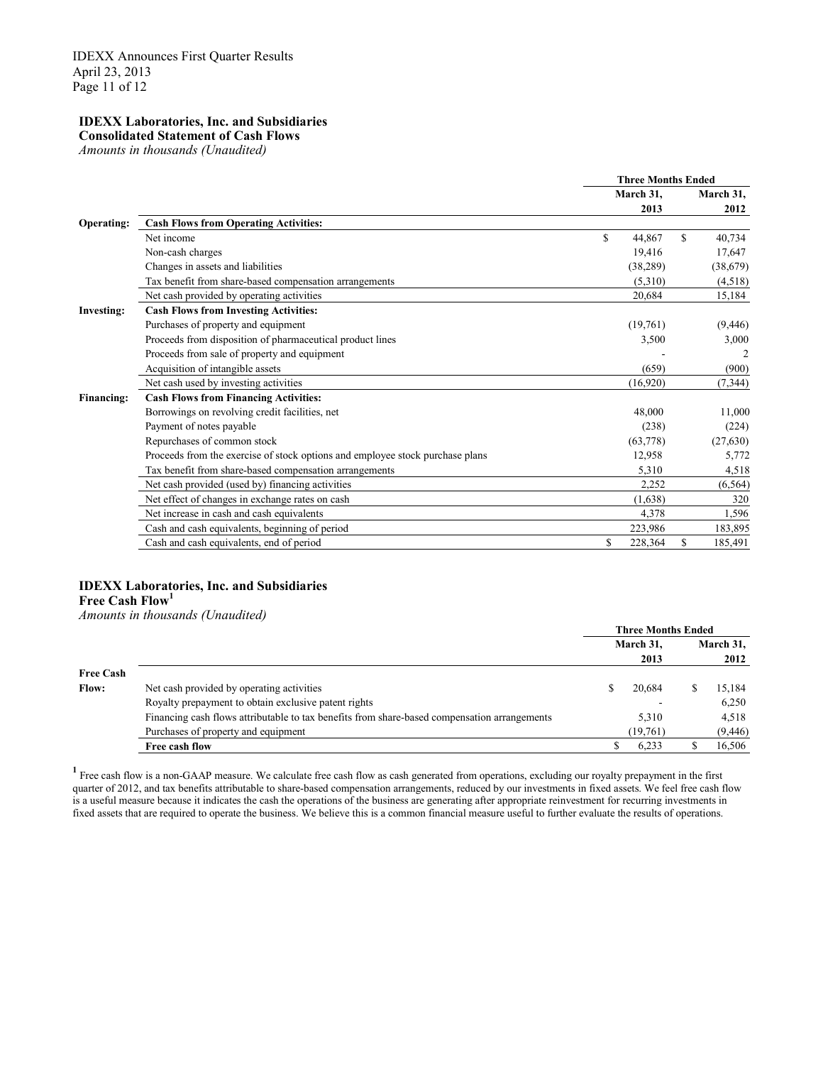**IDEXX Laboratories, Inc. and Subsidiaries**
**Consolidated Statement of Cash Flows**
*Amounts in thousands (Unaudited)*

| | | Three Months Ended | |
|---|---|---|---|
| | | March 31, 2013 | March 31, 2012 |
| **Operating:** | **Cash Flows from Operating Activities:** | | |
| | Net income | $ 44,867 | $ 40,734 |
| | Non-cash charges | 19,416 | 17,647 |
| | Changes in assets and liabilities | (38,289) | (38,679) |
| | Tax benefit from share-based compensation arrangements | (5,310) | (4,518) |
| | Net cash provided by operating activities | 20,684 | 15,184 |
| **Investing:** | **Cash Flows from Investing Activities:** | | |
| | Purchases of property and equipment | (19,761) | (9,446) |
| | Proceeds from disposition of pharmaceutical product lines | 3,500 | 3,000 |
| | Proceeds from sale of property and equipment | - | 2 |
| | Acquisition of intangible assets | (659) | (900) |
| | Net cash used by investing activities | (16,920) | (7,344) |
| **Financing:** | **Cash Flows from Financing Activities:** | | |
| | Borrowings on revolving credit facilities, net | 48,000 | 11,000 |
| | Payment of notes payable | (238) | (224) |
| | Repurchases of common stock | (63,778) | (27,630) |
| | Proceeds from the exercise of stock options and employee stock purchase plans | 12,958 | 5,772 |
| | Tax benefit from share-based compensation arrangements | 5,310 | 4,518 |
| | Net cash provided (used by) financing activities | 2,252 | (6,564) |
| | Net effect of changes in exchange rates on cash | (1,638) | 320 |
| | Net increase in cash and cash equivalents | 4,378 | 1,596 |
| | Cash and cash equivalents, beginning of period | 223,986 | 183,895 |
| | Cash and cash equivalents, end of period | $ 228,364 | $ 185,491 |

**IDEXX Laboratories, Inc. and Subsidiaries**
**Free Cash Flow[1]**
*Amounts in thousands (Unaudited)*

| | | Three Months Ended | |
|---|---|---|---|
| | | March 31, 2013 | March 31, 2012 |
| **Free Cash Flow:** | Net cash provided by operating activities | $ 20,684 | $ 15,184 |
| | Royalty prepayment to obtain exclusive patent rights | - | 6,250 |
| | Financing cash flows attributable to tax benefits from share-based compensation arrangements | 5,310 | 4,518 |
| | Purchases of property and equipment | (19,761) | (9,446) |
| | **Free cash flow** | $ 6,233 | $ 16,506 |

[1] Free cash flow is a non-GAAP measure. We calculate free cash flow as cash generated from operations, excluding our royalty prepayment in the first quarter of 2012, and tax benefits attributable to share-based compensation arrangements, reduced by our investments in fixed assets. We feel free cash flow is a useful measure because it indicates the cash the operations of the business are generating after appropriate reinvestment for recurring investments in fixed assets that are required to operate the business. We believe this is a common financial measure useful to further evaluate the results of operations.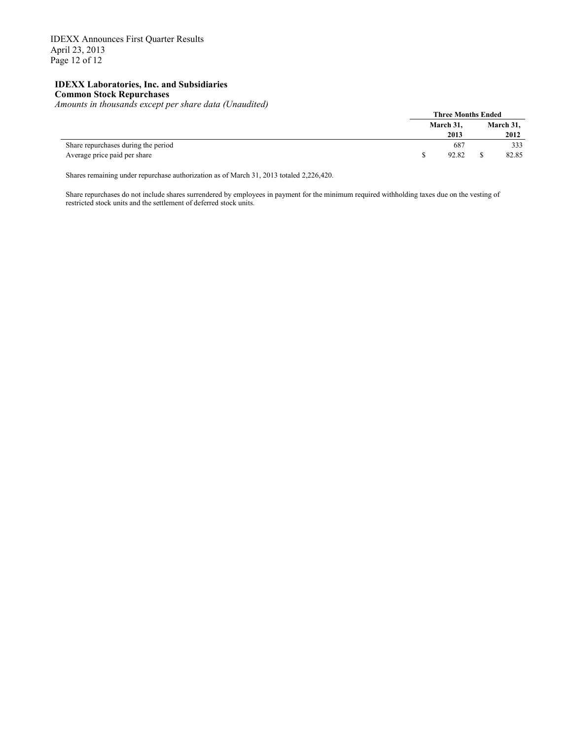**IDEXX Laboratories, Inc. and Subsidiaries**
**Common Stock Repurchases**
*Amounts in thousands except per share data (Unaudited)*

| | Three Months Ended | |
|---|---|---|
| | March 31, 2013 | March 31, 2012 |
| Share repurchases during the period | 687 | 333 |
| Average price paid per share | $ 92.82 | $ 82.85 |

Shares remaining under repurchase authorization as of March 31, 2013 totaled 2,226,420.

Share repurchases do not include shares surrendered by employees in payment for the minimum required withholding taxes due on the vesting of restricted stock units and the settlement of deferred stock units.